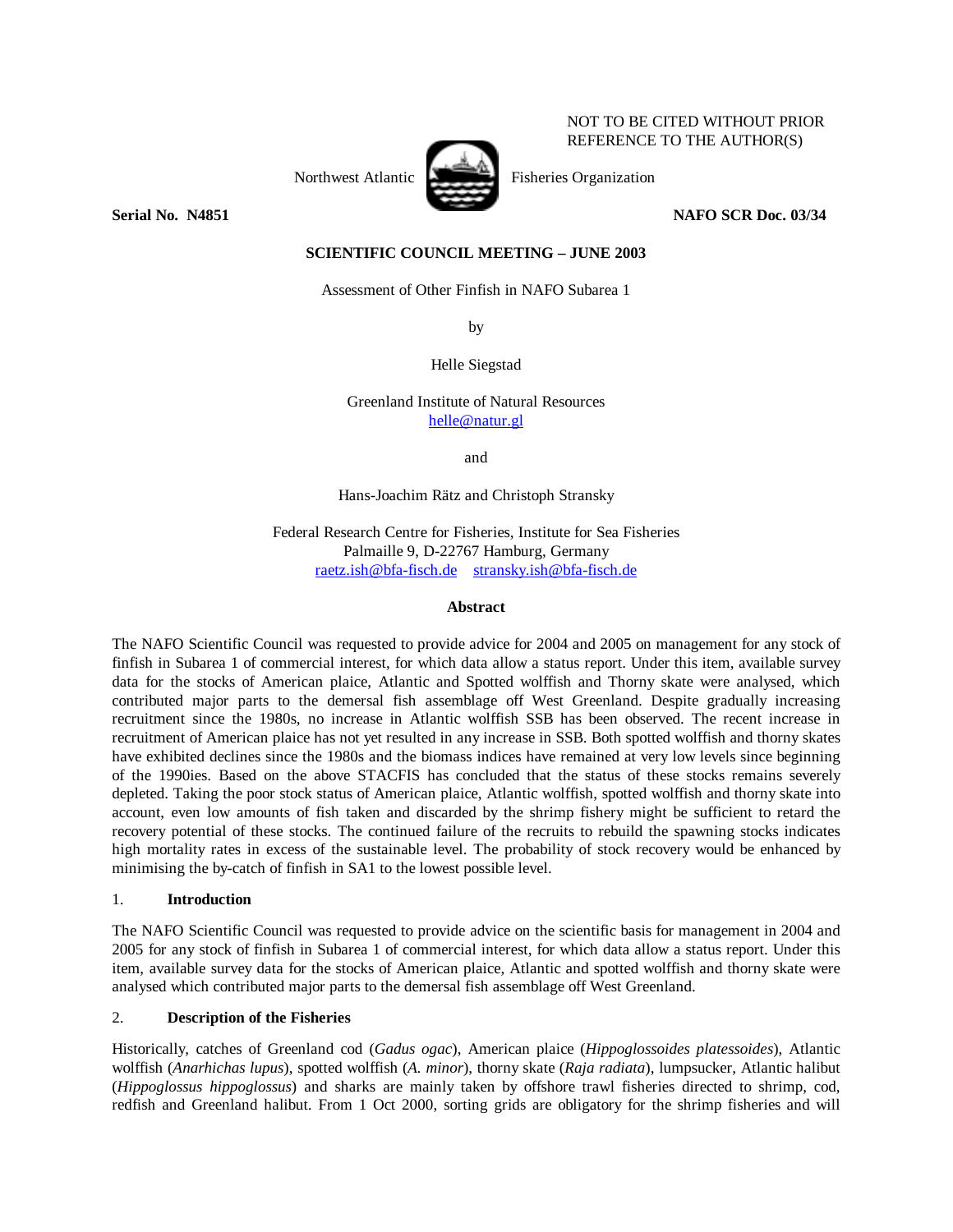NOT TO BE CITED WITHOUT PRIOR
REFERENCE TO THE AUTHOR(S)

Northwest Atlantic Fisheries Organization

**Serial No. N4851** **NAFO SCR Doc. 03/34**

**SCIENTIFIC COUNCIL MEETING – JUNE 2003**

Assessment of Other Finfish in NAFO Subarea 1

by

Helle Siegstad

Greenland Institute of Natural Resources
helle@natur.gl

and

Hans-Joachim Rätz and Christoph Stransky

Federal Research Centre for Fisheries, Institute for Sea Fisheries
Palmaille 9, D-22767 Hamburg, Germany
raetz.ish@bfa-fisch.de stransky.ish@bfa-fisch.de

**Abstract**

The NAFO Scientific Council was requested to provide advice for 2004 and 2005 on management for any stock of finfish in Subarea 1 of commercial interest, for which data allow a status report. Under this item, available survey data for the stocks of American plaice, Atlantic and Spotted wolffish and Thorny skate were analysed, which contributed major parts to the demersal fish assemblage off West Greenland. Despite gradually increasing recruitment since the 1980s, no increase in Atlantic wolffish SSB has been observed. The recent increase in recruitment of American plaice has not yet resulted in any increase in SSB. Both spotted wolffish and thorny skates have exhibited declines since the 1980s and the biomass indices have remained at very low levels since beginning of the 1990ies. Based on the above STACFIS has concluded that the status of these stocks remains severely depleted. Taking the poor stock status of American plaice, Atlantic wolffish, spotted wolffish and thorny skate into account, even low amounts of fish taken and discarded by the shrimp fishery might be sufficient to retard the recovery potential of these stocks. The continued failure of the recruits to rebuild the spawning stocks indicates high mortality rates in excess of the sustainable level. The probability of stock recovery would be enhanced by minimising the by-catch of finfish in SA1 to the lowest possible level.

## 1. Introduction

The NAFO Scientific Council was requested to provide advice on the scientific basis for management in 2004 and 2005 for any stock of finfish in Subarea 1 of commercial interest, for which data allow a status report. Under this item, available survey data for the stocks of American plaice, Atlantic and spotted wolffish and thorny skate were analysed which contributed major parts to the demersal fish assemblage off West Greenland.

## 2. Description of the Fisheries

Historically, catches of Greenland cod (*Gadus ogac*), American plaice (*Hippoglossoides platessoides*), Atlantic wolffish (*Anarhichas lupus*), spotted wolffish (*A. minor*), thorny skate (*Raja radiata*), lumpsucker, Atlantic halibut (*Hippoglossus hippoglossus*) and sharks are mainly taken by offshore trawl fisheries directed to shrimp, cod, redfish and Greenland halibut. From 1 Oct 2000, sorting grids are obligatory for the shrimp fisheries and will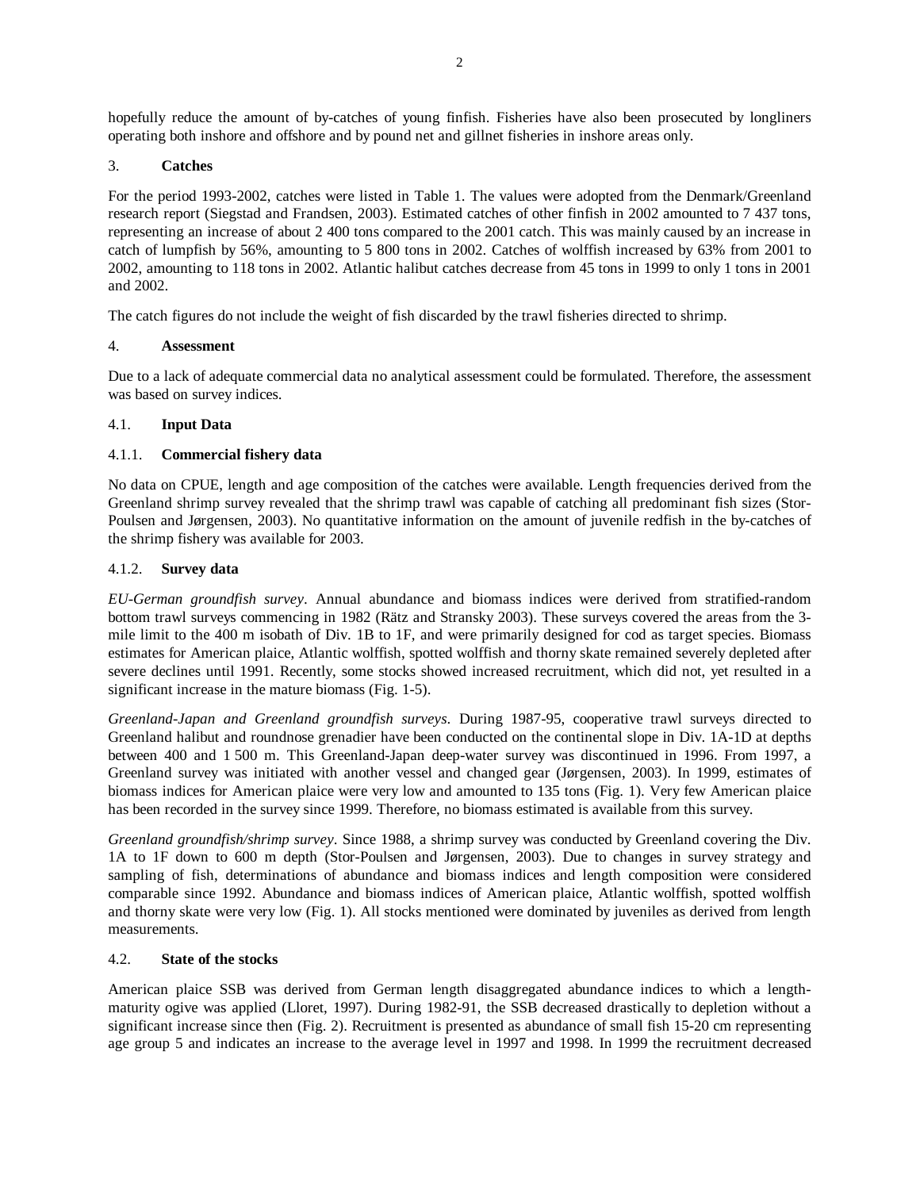hopefully reduce the amount of by-catches of young finfish. Fisheries have also been prosecuted by longliners operating both inshore and offshore and by pound net and gillnet fisheries in inshore areas only.

## 3. Catches

For the period 1993-2002, catches were listed in Table 1. The values were adopted from the Denmark/Greenland research report (Siegstad and Frandsen, 2003). Estimated catches of other finfish in 2002 amounted to 7 437 tons, representing an increase of about 2 400 tons compared to the 2001 catch. This was mainly caused by an increase in catch of lumpfish by 56%, amounting to 5 800 tons in 2002. Catches of wolffish increased by 63% from 2001 to 2002, amounting to 118 tons in 2002. Atlantic halibut catches decrease from 45 tons in 1999 to only 1 tons in 2001 and 2002.

The catch figures do not include the weight of fish discarded by the trawl fisheries directed to shrimp.

## 4. Assessment

Due to a lack of adequate commercial data no analytical assessment could be formulated. Therefore, the assessment was based on survey indices.

### 4.1. Input Data

#### 4.1.1. Commercial fishery data

No data on CPUE, length and age composition of the catches were available. Length frequencies derived from the Greenland shrimp survey revealed that the shrimp trawl was capable of catching all predominant fish sizes (Stor-Poulsen and Jørgensen, 2003). No quantitative information on the amount of juvenile redfish in the by-catches of the shrimp fishery was available for 2003.

#### 4.1.2. Survey data

*EU-German groundfish survey*. Annual abundance and biomass indices were derived from stratified-random bottom trawl surveys commencing in 1982 (Rätz and Stransky 2003). These surveys covered the areas from the 3-mile limit to the 400 m isobath of Div. 1B to 1F, and were primarily designed for cod as target species. Biomass estimates for American plaice, Atlantic wolffish, spotted wolffish and thorny skate remained severely depleted after severe declines until 1991. Recently, some stocks showed increased recruitment, which did not, yet resulted in a significant increase in the mature biomass (Fig. 1-5).

*Greenland-Japan and Greenland groundfish surveys*. During 1987-95, cooperative trawl surveys directed to Greenland halibut and roundnose grenadier have been conducted on the continental slope in Div. 1A-1D at depths between 400 and 1 500 m. This Greenland-Japan deep-water survey was discontinued in 1996. From 1997, a Greenland survey was initiated with another vessel and changed gear (Jørgensen, 2003). In 1999, estimates of biomass indices for American plaice were very low and amounted to 135 tons (Fig. 1). Very few American plaice has been recorded in the survey since 1999. Therefore, no biomass estimated is available from this survey.

*Greenland groundfish/shrimp survey*. Since 1988, a shrimp survey was conducted by Greenland covering the Div. 1A to 1F down to 600 m depth (Stor-Poulsen and Jørgensen, 2003). Due to changes in survey strategy and sampling of fish, determinations of abundance and biomass indices and length composition were considered comparable since 1992. Abundance and biomass indices of American plaice, Atlantic wolffish, spotted wolffish and thorny skate were very low (Fig. 1). All stocks mentioned were dominated by juveniles as derived from length measurements.

### 4.2. State of the stocks

American plaice SSB was derived from German length disaggregated abundance indices to which a length-maturity ogive was applied (Lloret, 1997). During 1982-91, the SSB decreased drastically to depletion without a significant increase since then (Fig. 2). Recruitment is presented as abundance of small fish 15-20 cm representing age group 5 and indicates an increase to the average level in 1997 and 1998. In 1999 the recruitment decreased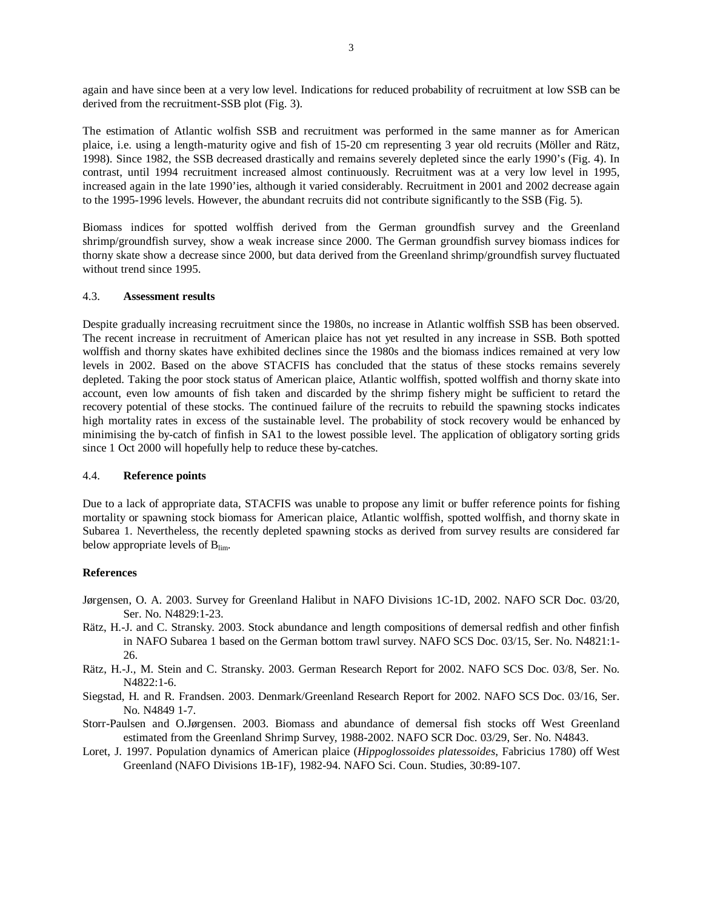again and have since been at a very low level. Indications for reduced probability of recruitment at low SSB can be derived from the recruitment-SSB plot (Fig. 3).

The estimation of Atlantic wolfish SSB and recruitment was performed in the same manner as for American plaice, i.e. using a length-maturity ogive and fish of 15-20 cm representing 3 year old recruits (Möller and Rätz, 1998). Since 1982, the SSB decreased drastically and remains severely depleted since the early 1990's (Fig. 4). In contrast, until 1994 recruitment increased almost continuously. Recruitment was at a very low level in 1995, increased again in the late 1990'ies, although it varied considerably. Recruitment in 2001 and 2002 decrease again to the 1995-1996 levels. However, the abundant recruits did not contribute significantly to the SSB (Fig. 5).

Biomass indices for spotted wolffish derived from the German groundfish survey and the Greenland shrimp/groundfish survey, show a weak increase since 2000. The German groundfish survey biomass indices for thorny skate show a decrease since 2000, but data derived from the Greenland shrimp/groundfish survey fluctuated without trend since 1995.

### 4.3. **Assessment results**

Despite gradually increasing recruitment since the 1980s, no increase in Atlantic wolffish SSB has been observed. The recent increase in recruitment of American plaice has not yet resulted in any increase in SSB. Both spotted wolffish and thorny skates have exhibited declines since the 1980s and the biomass indices remained at very low levels in 2002. Based on the above STACFIS has concluded that the status of these stocks remains severely depleted. Taking the poor stock status of American plaice, Atlantic wolffish, spotted wolffish and thorny skate into account, even low amounts of fish taken and discarded by the shrimp fishery might be sufficient to retard the recovery potential of these stocks. The continued failure of the recruits to rebuild the spawning stocks indicates high mortality rates in excess of the sustainable level. The probability of stock recovery would be enhanced by minimising the by-catch of finfish in SA1 to the lowest possible level. The application of obligatory sorting grids since 1 Oct 2000 will hopefully help to reduce these by-catches.

### 4.4. **Reference points**

Due to a lack of appropriate data, STACFIS was unable to propose any limit or buffer reference points for fishing mortality or spawning stock biomass for American plaice, Atlantic wolffish, spotted wolffish, and thorny skate in Subarea 1. Nevertheless, the recently depleted spawning stocks as derived from survey results are considered far below appropriate levels of $B_{lim}$.

### **References**

Jørgensen, O. A. 2003. Survey for Greenland Halibut in NAFO Divisions 1C-1D, 2002. NAFO SCR Doc. 03/20, Ser. No. N4829:1-23.

Rätz, H.-J. and C. Stransky. 2003. Stock abundance and length compositions of demersal redfish and other finfish in NAFO Subarea 1 based on the German bottom trawl survey. NAFO SCS Doc. 03/15, Ser. No. N4821:1-26.

Rätz, H.-J., M. Stein and C. Stransky. 2003. German Research Report for 2002. NAFO SCS Doc. 03/8, Ser. No. N4822:1-6.

Siegstad, H. and R. Frandsen. 2003. Denmark/Greenland Research Report for 2002. NAFO SCS Doc. 03/16, Ser. No. N4849 1-7.

Storr-Paulsen and O.Jørgensen. 2003. Biomass and abundance of demersal fish stocks off West Greenland estimated from the Greenland Shrimp Survey, 1988-2002. NAFO SCR Doc. 03/29, Ser. No. N4843.

Loret, J. 1997. Population dynamics of American plaice (*Hippoglossoides platessoides*, Fabricius 1780) off West Greenland (NAFO Divisions 1B-1F), 1982-94. NAFO Sci. Coun. Studies, 30:89-107.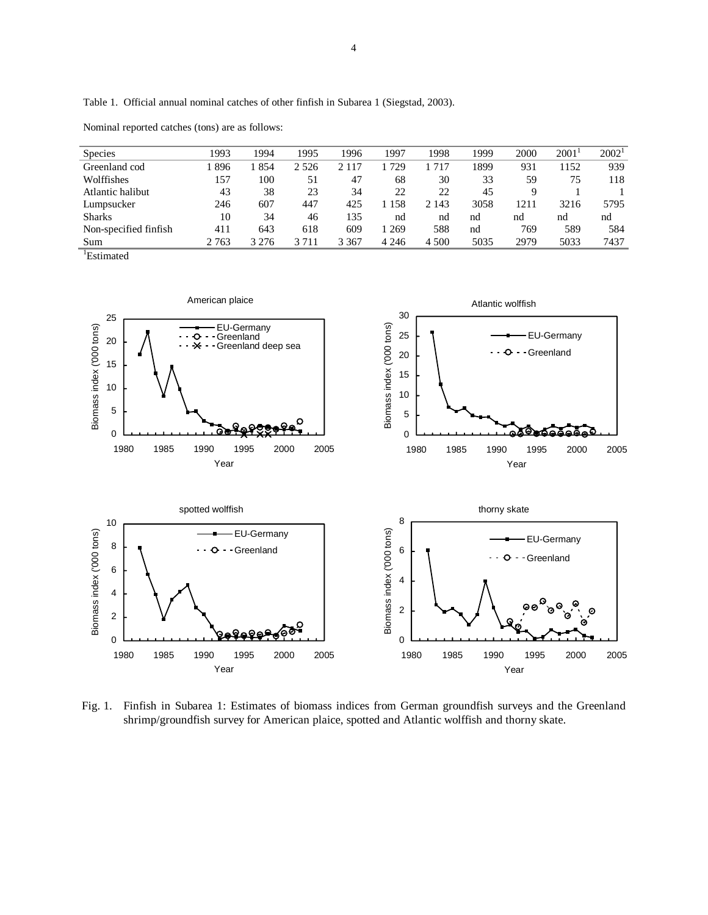Table 1. Official annual nominal catches of other finfish in Subarea 1 (Siegstad, 2003).

Nominal reported catches (tons) are as follows:

| Species | 1993 | 1994 | 1995 | 1996 | 1997 | 1998 | 1999 | 2000 | 2001[1] | 2002[1] |
|---|---|---|---|---|---|---|---|---|---|---|
| Greenland cod | 1 896 | 1 854 | 2 526 | 2 117 | 1 729 | 1 717 | 1899 | 931 | 1152 | 939 |
| Wolffishes | 157 | 100 | 51 | 47 | 68 | 30 | 33 | 59 | 75 | 118 |
| Atlantic halibut | 43 | 38 | 23 | 34 | 22 | 22 | 45 | 9 | 1 | 1 |
| Lumpsucker | 246 | 607 | 447 | 425 | 1 158 | 2 143 | 3058 | 1211 | 3216 | 5795 |
| Sharks | 10 | 34 | 46 | 135 | nd | nd | nd | nd | nd | nd |
| Non-specified finfish | 411 | 643 | 618 | 609 | 1 269 | 588 | nd | 769 | 589 | 584 |
| Sum | 2 763 | 3 276 | 3 711 | 3 367 | 4 246 | 4 500 | 5035 | 2979 | 5033 | 7437 |

[1]Estimated

Fig. 1. Finfish in Subarea 1: Estimates of biomass indices from German groundfish surveys and the Greenland shrimp/groundfish survey for American plaice, spotted and Atlantic wolffish and thorny skate.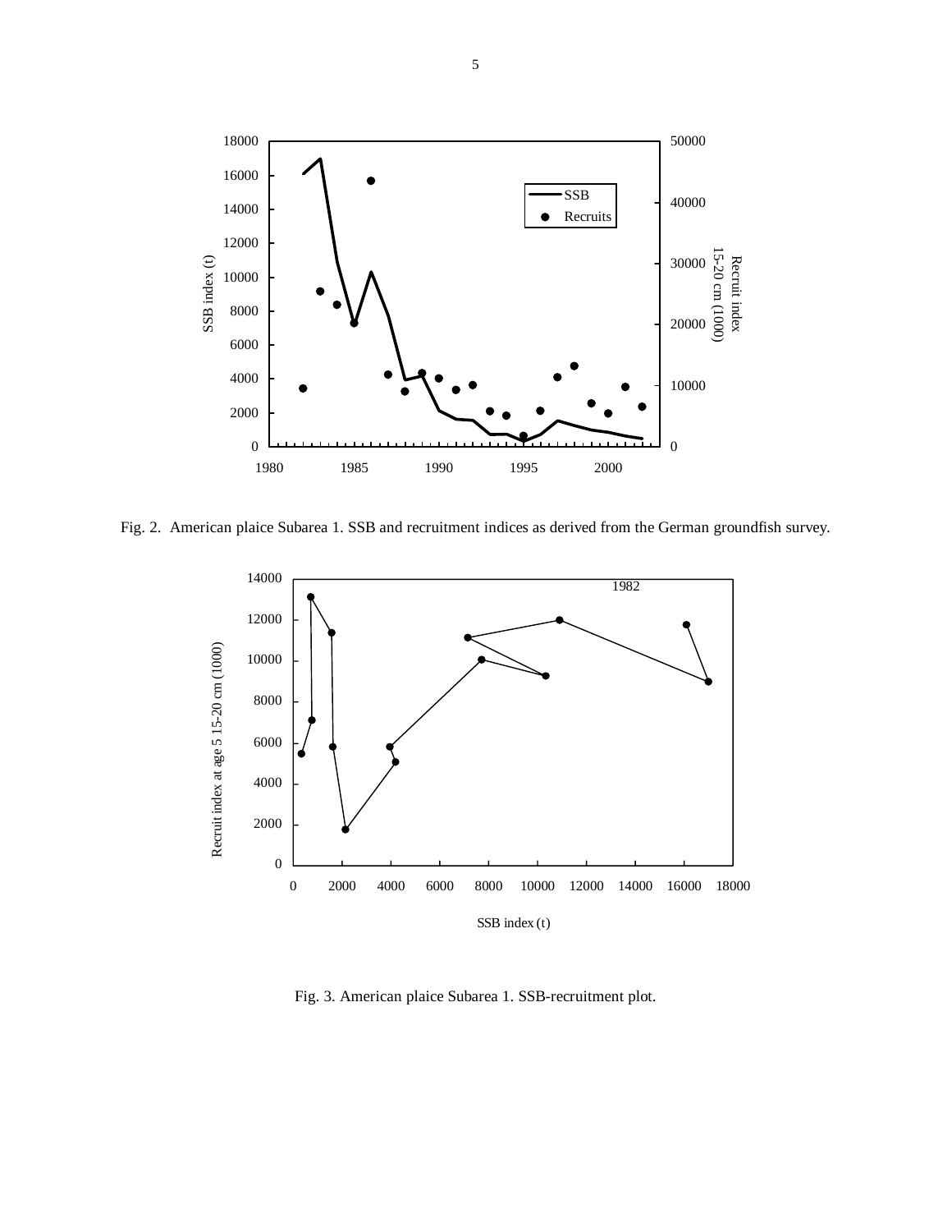Fig. 2. American plaice Subarea 1. SSB and recruitment indices as derived from the German groundfish survey.

Fig. 3. American plaice Subarea 1. SSB-recruitment plot.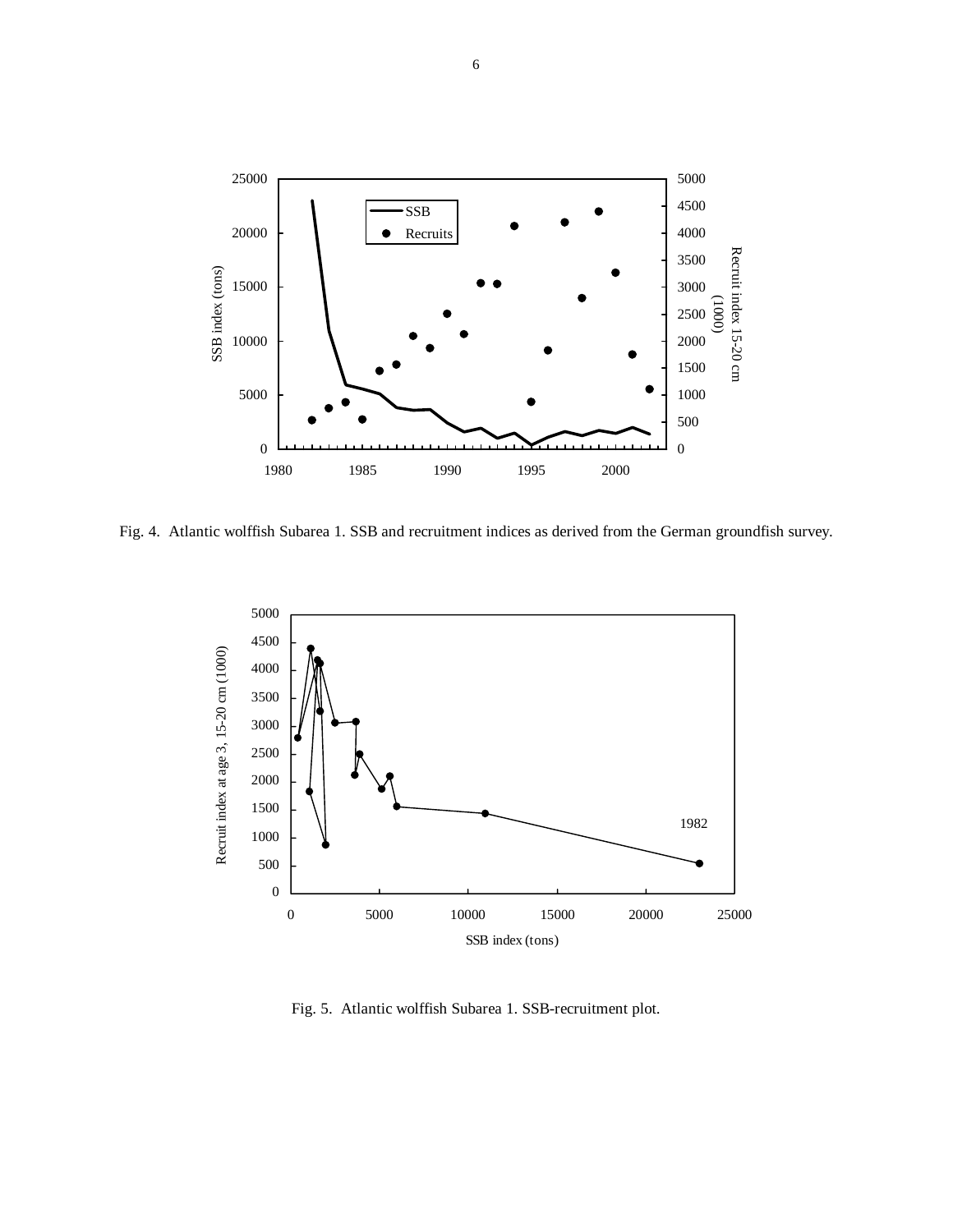25000
20000
15000
10000
5000
0

SSB index (tons)

SSB
Recruits

5000
4500
4000
3500
3000
2500
2000
1500
1000
500
0

Recruit index 15-20 cm (1000)

1980 1985 1990 1995 2000

Fig. 4. Atlantic wolffish Subarea 1. SSB and recruitment indices as derived from the German groundfish survey.

5000
4500
4000
3500
3000
2500
2000
1500
1000
500
0

Recruit index at age 3, 15-20 cm (1000)

1982

0 5000 10000 15000 20000 25000

SSB index (tons)

Fig. 5. Atlantic wolffish Subarea 1. SSB-recruitment plot.